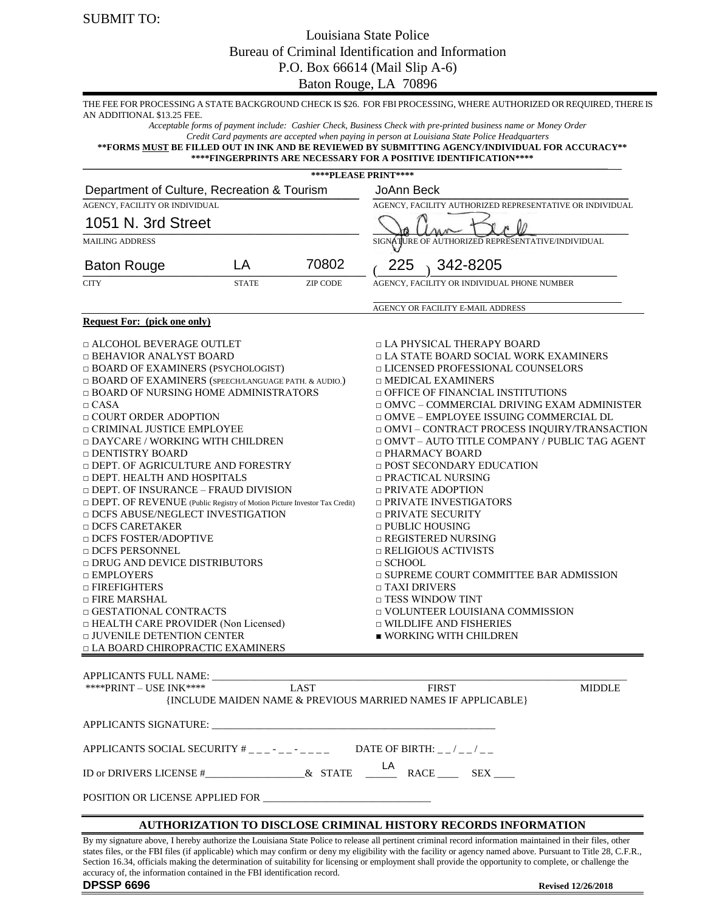SUBMIT TO:

Louisiana State Police
Bureau of Criminal Identification and Information
P.O. Box 66614 (Mail Slip A-6)
Baton Rouge, LA 70896

THE FEE FOR PROCESSING A STATE BACKGROUND CHECK IS $26. FOR FBI PROCESSING, WHERE AUTHORIZED OR REQUIRED, THERE IS AN ADDITIONAL $13.25 FEE.

*Acceptable forms of payment include: Cashier Check, Business Check with pre-printed business name or Money Order*
*Credit Card payments are accepted when paying in person at Louisiana State Police Headquarters*

**\*\*FORMS MUST BE FILLED OUT IN INK AND BE REVIEWED BY SUBMITTING AGENCY/INDIVIDUAL FOR ACCURACY\*\***

**\*\*\*\*FINGERPRINTS ARE NECESSARY FOR A POSITIVE IDENTIFICATION\*\*\*\***

**\*\*\*\*PLEASE PRINT\*\*\*\***

| | |
|---|---|
| Department of Culture, Recreation & Tourism | JoAnn Beck |
| AGENCY, FACILITY OR INDIVIDUAL | AGENCY, FACILITY AUTHORIZED REPRESENTATIVE OR INDIVIDUAL |
| 1051 N. 3rd Street | JoAnn Beck (signature) |
| MAILING ADDRESS | SIGNATURE OF AUTHORIZED REPRESENTATIVE/INDIVIDUAL |
| Baton Rouge — LA — 70802 | (225) 342-8205 |
| CITY — STATE — ZIP CODE | AGENCY, FACILITY OR INDIVIDUAL PHONE NUMBER |
| | ______ |
| | AGENCY OR FACILITY E-MAIL ADDRESS |

**Request For: (pick one only)**

- □ ALCOHOL BEVERAGE OUTLET
- □ BEHAVIOR ANALYST BOARD
- □ BOARD OF EXAMINERS (PSYCHOLOGIST)
- □ BOARD OF EXAMINERS (SPEECH/LANGUAGE PATH. & AUDIO.)
- □ BOARD OF NURSING HOME ADMINISTRATORS
- □ CASA
- □ COURT ORDER ADOPTION
- □ CRIMINAL JUSTICE EMPLOYEE
- □ DAYCARE / WORKING WITH CHILDREN
- □ DENTISTRY BOARD
- □ DEPT. OF AGRICULTURE AND FORESTRY
- □ DEPT. HEALTH AND HOSPITALS
- □ DEPT. OF INSURANCE – FRAUD DIVISION
- □ DEPT. OF REVENUE (Public Registry of Motion Picture Investor Tax Credit)
- □ DCFS ABUSE/NEGLECT INVESTIGATION
- □ DCFS CARETAKER
- □ DCFS FOSTER/ADOPTIVE
- □ DCFS PERSONNEL
- □ DRUG AND DEVICE DISTRIBUTORS
- □ EMPLOYERS
- □ FIREFIGHTERS
- □ FIRE MARSHAL
- □ GESTATIONAL CONTRACTS
- □ HEALTH CARE PROVIDER (Non Licensed)
- □ JUVENILE DETENTION CENTER
- □ LA BOARD CHIROPRACTIC EXAMINERS
- □ LA PHYSICAL THERAPY BOARD
- □ LA STATE BOARD SOCIAL WORK EXAMINERS
- □ LICENSED PROFESSIONAL COUNSELORS
- □ MEDICAL EXAMINERS
- □ OFFICE OF FINANCIAL INSTITUTIONS
- □ OMVC – COMMERCIAL DRIVING EXAM ADMINISTER
- □ OMVE – EMPLOYEE ISSUING COMMERCIAL DL
- □ OMVI – CONTRACT PROCESS INQUIRY/TRANSACTION
- □ OMVT – AUTO TITLE COMPANY / PUBLIC TAG AGENT
- □ PHARMACY BOARD
- □ POST SECONDARY EDUCATION
- □ PRACTICAL NURSING
- □ PRIVATE ADOPTION
- □ PRIVATE INVESTIGATORS
- □ PRIVATE SECURITY
- □ PUBLIC HOUSING
- □ REGISTERED NURSING
- □ RELIGIOUS ACTIVISTS
- □ SCHOOL
- □ SUPREME COURT COMMITTEE BAR ADMISSION
- □ TAXI DRIVERS
- □ TESS WINDOW TINT
- □ VOLUNTEER LOUISIANA COMMISSION
- □ WILDLIFE AND FISHERIES
- ■ WORKING WITH CHILDREN

APPLICANTS FULL NAME: ______________________________________________
\*\*\*\*PRINT – USE INK\*\*\*\* LAST FIRST MIDDLE
{INCLUDE MAIDEN NAME & PREVIOUS MARRIED NAMES IF APPLICABLE}

APPLICANTS SIGNATURE: ______________________________________________

APPLICANTS SOCIAL SECURITY # _ _ _ - _ _ - _ _ _ _ DATE OF BIRTH: _ _ / _ _ / _ _

ID or DRIVERS LICENSE #__________________& STATE LA RACE ____ SEX ____

POSITION OR LICENSE APPLIED FOR ______________________________

## AUTHORIZATION TO DISCLOSE CRIMINAL HISTORY RECORDS INFORMATION

By my signature above, I hereby authorize the Louisiana State Police to release all pertinent criminal record information maintained in their files, other states files, or the FBI files (if applicable) which may confirm or deny my eligibility with the facility or agency named above. Pursuant to Title 28, C.F.R., Section 16.34, officials making the determination of suitability for licensing or employment shall provide the opportunity to complete, or challenge the accuracy of, the information contained in the FBI identification record.

**DPSSP 6696** **Revised 12/26/2018**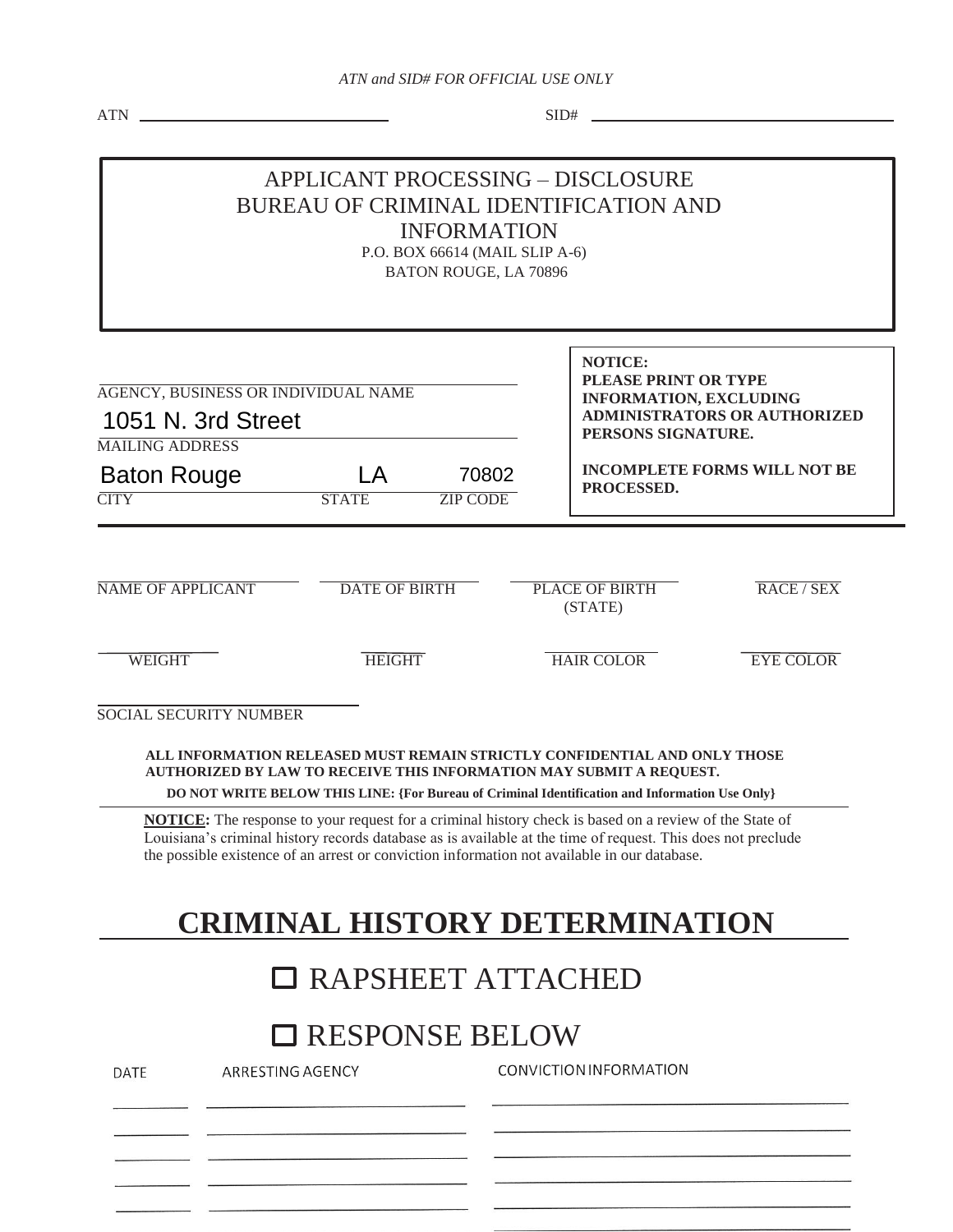*ATN and SID# FOR OFFICIAL USE ONLY*

ATN ______________________ SID# ______________________

# APPLICANT PROCESSING – DISCLOSURE
# BUREAU OF CRIMINAL IDENTIFICATION AND INFORMATION

P.O. BOX 66614 (MAIL SLIP A-6)
BATON ROUGE, LA 70896

______________________
AGENCY, BUSINESS OR INDIVIDUAL NAME

1051 N. 3rd Street
MAILING ADDRESS

| Baton Rouge | LA | 70802 |
|---|---|---|
| CITY | STATE | ZIP CODE |

**NOTICE:**
**PLEASE PRINT OR TYPE INFORMATION, EXCLUDING ADMINISTRATORS OR AUTHORIZED PERSONS SIGNATURE.**

**INCOMPLETE FORMS WILL NOT BE PROCESSED.**

| NAME OF APPLICANT | DATE OF BIRTH | PLACE OF BIRTH (STATE) | RACE / SEX |
|---|---|---|---|
| WEIGHT | HEIGHT | HAIR COLOR | EYE COLOR |

______________________
SOCIAL SECURITY NUMBER

**ALL INFORMATION RELEASED MUST REMAIN STRICTLY CONFIDENTIAL AND ONLY THOSE AUTHORIZED BY LAW TO RECEIVE THIS INFORMATION MAY SUBMIT A REQUEST.**

**DO NOT WRITE BELOW THIS LINE: {For Bureau of Criminal Identification and Information Use Only}**

**NOTICE:** The response to your request for a criminal history check is based on a review of the State of Louisiana's criminal history records database as is available at the time of request. This does not preclude the possible existence of an arrest or conviction information not available in our database.

# CRIMINAL HISTORY DETERMINATION

☐ RAPSHEET ATTACHED

☐ RESPONSE BELOW

| DATE | ARRESTING AGENCY | CONVICTION INFORMATION |
|---|---|---|
| | | |
| | | |
| | | |
| | | |
| | | |
| | | |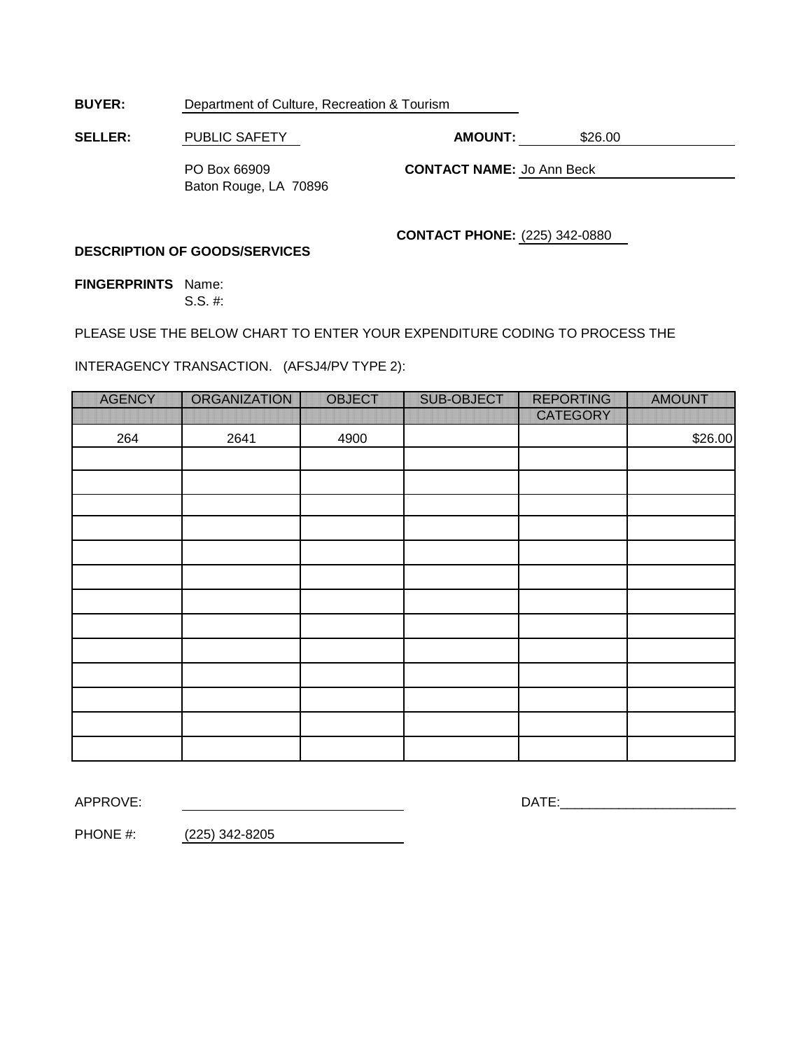**BUYER:** Department of Culture, Recreation & Tourism

**SELLER:** PUBLIC SAFETY

PO Box 66909
Baton Rouge, LA 70896

**AMOUNT:** $26.00

**CONTACT NAME:** Jo Ann Beck

**CONTACT PHONE:** (225) 342-0880

**DESCRIPTION OF GOODS/SERVICES**

**FINGERPRINTS** Name:
S.S. #:

PLEASE USE THE BELOW CHART TO ENTER YOUR EXPENDITURE CODING TO PROCESS THE

INTERAGENCY TRANSACTION. (AFSJ4/PV TYPE 2):

| AGENCY | ORGANIZATION | OBJECT | SUB-OBJECT | REPORTING CATEGORY | AMOUNT |
|---|---|---|---|---|---|
| 264 | 2641 | 4900 | | | $26.00 |
| | | | | | |
| | | | | | |
| | | | | | |
| | | | | | |
| | | | | | |
| | | | | | |
| | | | | | |
| | | | | | |
| | | | | | |
| | | | | | |
| | | | | | |
| | | | | | |
| | | | | | |

APPROVE: ______________________________ DATE: ________________________

PHONE #: (225) 342-8205